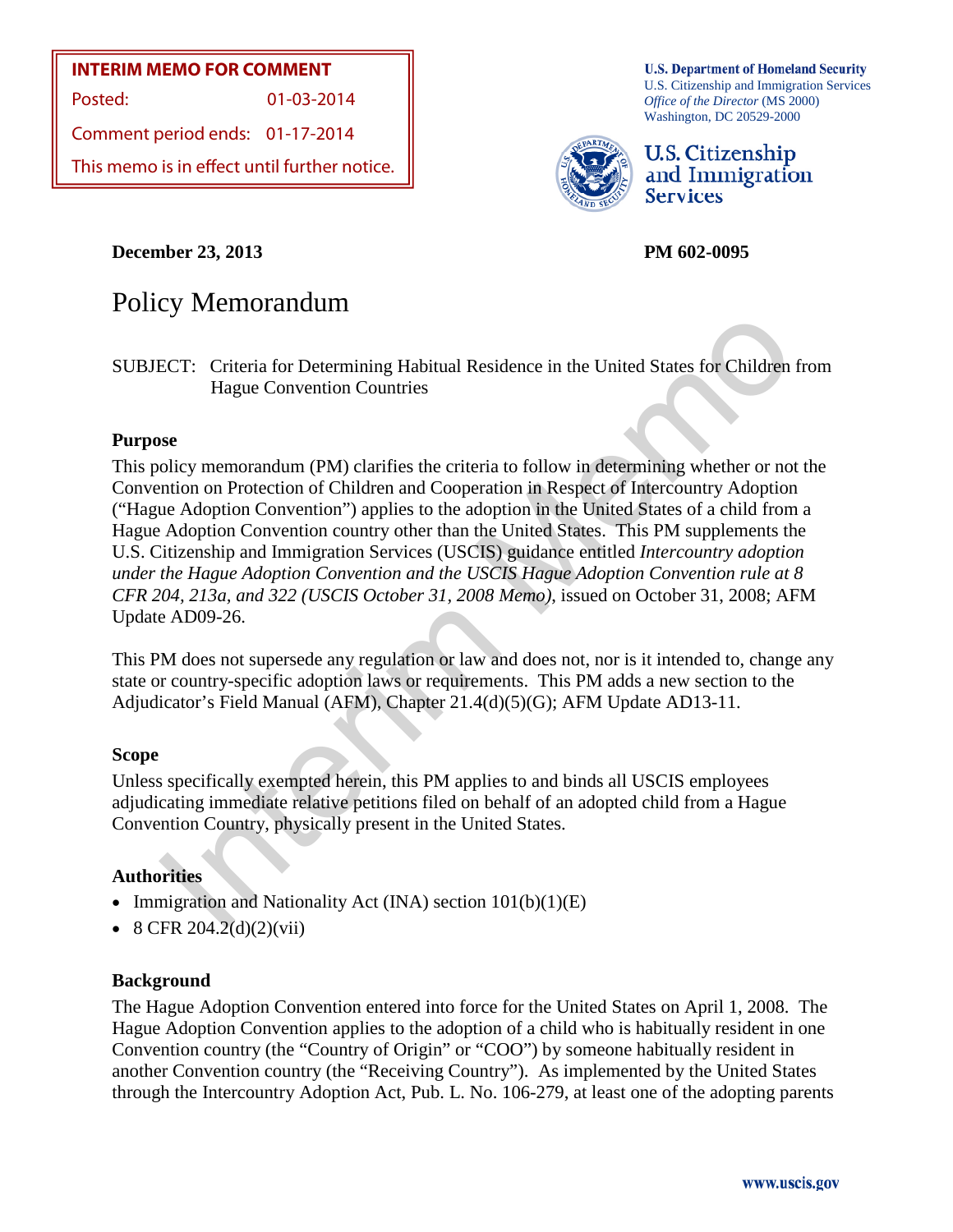**INTERIM MEMO FOR COMMENT**

Posted: 01-03-2014

Comment period ends: 01-17-2014

This memo is in effect until further notice.

**U.S. Department of Homeland Security**
U.S. Citizenship and Immigration Services
*Office of the Director* (MS 2000)
Washington, DC 20529-2000

**U.S. Citizenship and Immigration Services**

**December 23, 2013** **PM 602-0095**

# Policy Memorandum

SUBJECT: Criteria for Determining Habitual Residence in the United States for Children from Hague Convention Countries

## Purpose

This policy memorandum (PM) clarifies the criteria to follow in determining whether or not the Convention on Protection of Children and Cooperation in Respect of Intercountry Adoption ("Hague Adoption Convention") applies to the adoption in the United States of a child from a Hague Adoption Convention country other than the United States. This PM supplements the U.S. Citizenship and Immigration Services (USCIS) guidance entitled *Intercountry adoption under the Hague Adoption Convention and the USCIS Hague Adoption Convention rule at 8 CFR 204, 213a, and 322 (USCIS October 31, 2008 Memo)*, issued on October 31, 2008; AFM Update AD09-26.

This PM does not supersede any regulation or law and does not, nor is it intended to, change any state or country-specific adoption laws or requirements. This PM adds a new section to the Adjudicator's Field Manual (AFM), Chapter 21.4(d)(5)(G); AFM Update AD13-11.

## Scope

Unless specifically exempted herein, this PM applies to and binds all USCIS employees adjudicating immediate relative petitions filed on behalf of an adopted child from a Hague Convention Country, physically present in the United States.

## Authorities

- Immigration and Nationality Act (INA) section 101(b)(1)(E)
- 8 CFR 204.2(d)(2)(vii)

## Background

The Hague Adoption Convention entered into force for the United States on April 1, 2008. The Hague Adoption Convention applies to the adoption of a child who is habitually resident in one Convention country (the "Country of Origin" or "COO") by someone habitually resident in another Convention country (the "Receiving Country"). As implemented by the United States through the Intercountry Adoption Act, Pub. L. No. 106-279, at least one of the adopting parents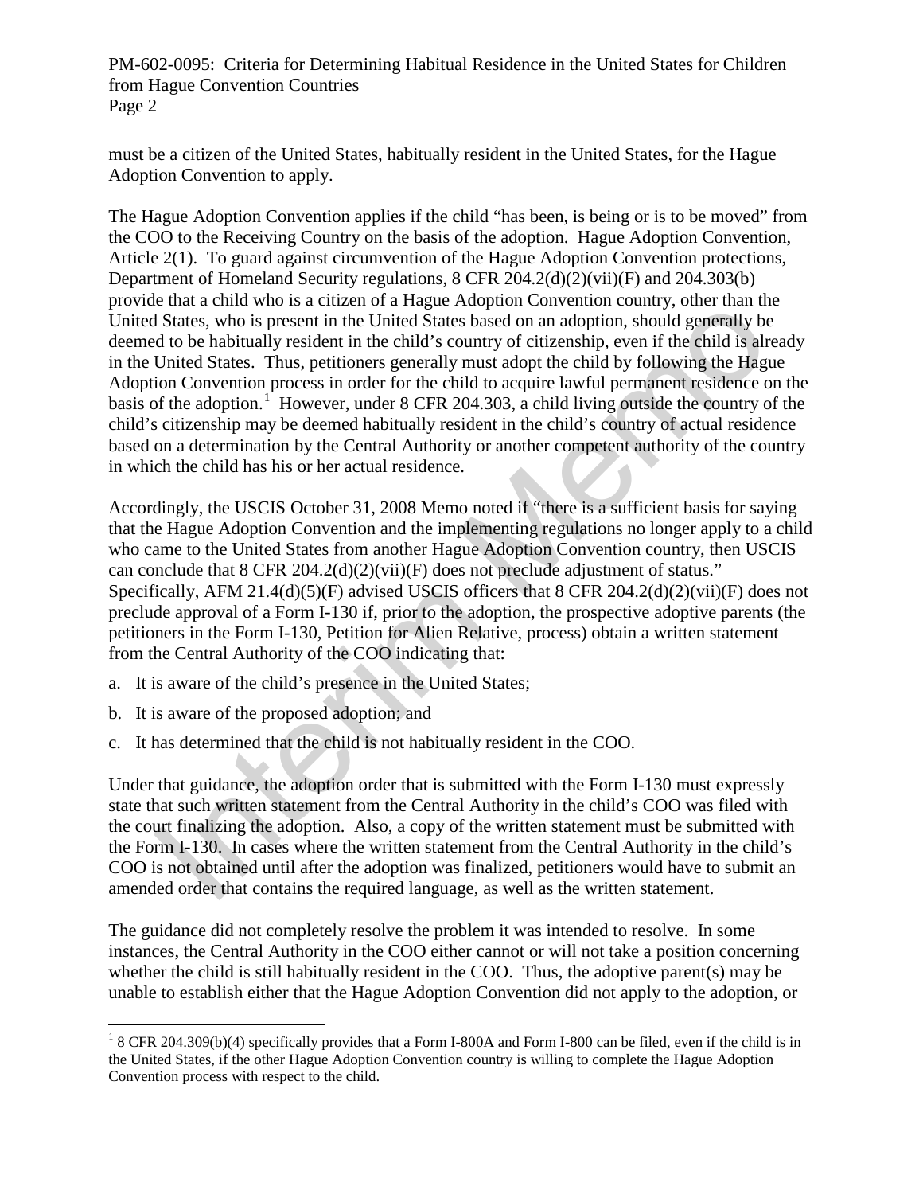must be a citizen of the United States, habitually resident in the United States, for the Hague Adoption Convention to apply.

The Hague Adoption Convention applies if the child "has been, is being or is to be moved" from the COO to the Receiving Country on the basis of the adoption. Hague Adoption Convention, Article 2(1). To guard against circumvention of the Hague Adoption Convention protections, Department of Homeland Security regulations, 8 CFR 204.2(d)(2)(vii)(F) and 204.303(b) provide that a child who is a citizen of a Hague Adoption Convention country, other than the United States, who is present in the United States based on an adoption, should generally be deemed to be habitually resident in the child's country of citizenship, even if the child is already in the United States. Thus, petitioners generally must adopt the child by following the Hague Adoption Convention process in order for the child to acquire lawful permanent residence on the basis of the adoption.[1] However, under 8 CFR 204.303, a child living outside the country of the child's citizenship may be deemed habitually resident in the child's country of actual residence based on a determination by the Central Authority or another competent authority of the country in which the child has his or her actual residence.

Accordingly, the USCIS October 31, 2008 Memo noted if "there is a sufficient basis for saying that the Hague Adoption Convention and the implementing regulations no longer apply to a child who came to the United States from another Hague Adoption Convention country, then USCIS can conclude that 8 CFR 204.2(d)(2)(vii)(F) does not preclude adjustment of status." Specifically, AFM 21.4(d)(5)(F) advised USCIS officers that 8 CFR 204.2(d)(2)(vii)(F) does not preclude approval of a Form I-130 if, prior to the adoption, the prospective adoptive parents (the petitioners in the Form I-130, Petition for Alien Relative, process) obtain a written statement from the Central Authority of the COO indicating that:

a. It is aware of the child's presence in the United States;

b. It is aware of the proposed adoption; and

c. It has determined that the child is not habitually resident in the COO.

Under that guidance, the adoption order that is submitted with the Form I-130 must expressly state that such written statement from the Central Authority in the child's COO was filed with the court finalizing the adoption. Also, a copy of the written statement must be submitted with the Form I-130. In cases where the written statement from the Central Authority in the child's COO is not obtained until after the adoption was finalized, petitioners would have to submit an amended order that contains the required language, as well as the written statement.

The guidance did not completely resolve the problem it was intended to resolve. In some instances, the Central Authority in the COO either cannot or will not take a position concerning whether the child is still habitually resident in the COO. Thus, the adoptive parent(s) may be unable to establish either that the Hague Adoption Convention did not apply to the adoption, or

[1] 8 CFR 204.309(b)(4) specifically provides that a Form I-800A and Form I-800 can be filed, even if the child is in the United States, if the other Hague Adoption Convention country is willing to complete the Hague Adoption Convention process with respect to the child.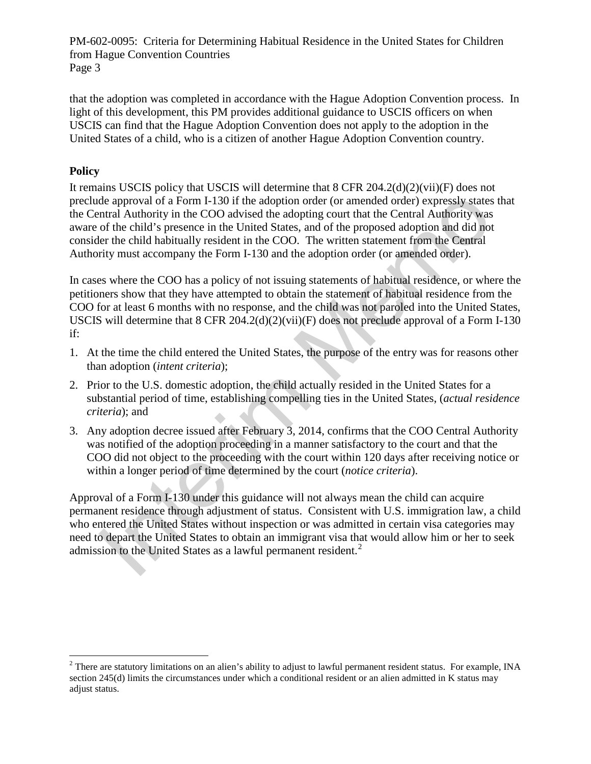that the adoption was completed in accordance with the Hague Adoption Convention process. In light of this development, this PM provides additional guidance to USCIS officers on when USCIS can find that the Hague Adoption Convention does not apply to the adoption in the United States of a child, who is a citizen of another Hague Adoption Convention country.

**Policy**

It remains USCIS policy that USCIS will determine that 8 CFR 204.2(d)(2)(vii)(F) does not preclude approval of a Form I-130 if the adoption order (or amended order) expressly states that the Central Authority in the COO advised the adopting court that the Central Authority was aware of the child's presence in the United States, and of the proposed adoption and did not consider the child habitually resident in the COO. The written statement from the Central Authority must accompany the Form I-130 and the adoption order (or amended order).

In cases where the COO has a policy of not issuing statements of habitual residence, or where the petitioners show that they have attempted to obtain the statement of habitual residence from the COO for at least 6 months with no response, and the child was not paroled into the United States, USCIS will determine that 8 CFR 204.2(d)(2)(vii)(F) does not preclude approval of a Form I-130 if:

1. At the time the child entered the United States, the purpose of the entry was for reasons other than adoption (*intent criteria*);
2. Prior to the U.S. domestic adoption, the child actually resided in the United States for a substantial period of time, establishing compelling ties in the United States, (*actual residence criteria*); and
3. Any adoption decree issued after February 3, 2014, confirms that the COO Central Authority was notified of the adoption proceeding in a manner satisfactory to the court and that the COO did not object to the proceeding with the court within 120 days after receiving notice or within a longer period of time determined by the court (*notice criteria*).

Approval of a Form I-130 under this guidance will not always mean the child can acquire permanent residence through adjustment of status. Consistent with U.S. immigration law, a child who entered the United States without inspection or was admitted in certain visa categories may need to depart the United States to obtain an immigrant visa that would allow him or her to seek admission to the United States as a lawful permanent resident.[2]

---

[2] There are statutory limitations on an alien's ability to adjust to lawful permanent resident status. For example, INA section 245(d) limits the circumstances under which a conditional resident or an alien admitted in K status may adjust status.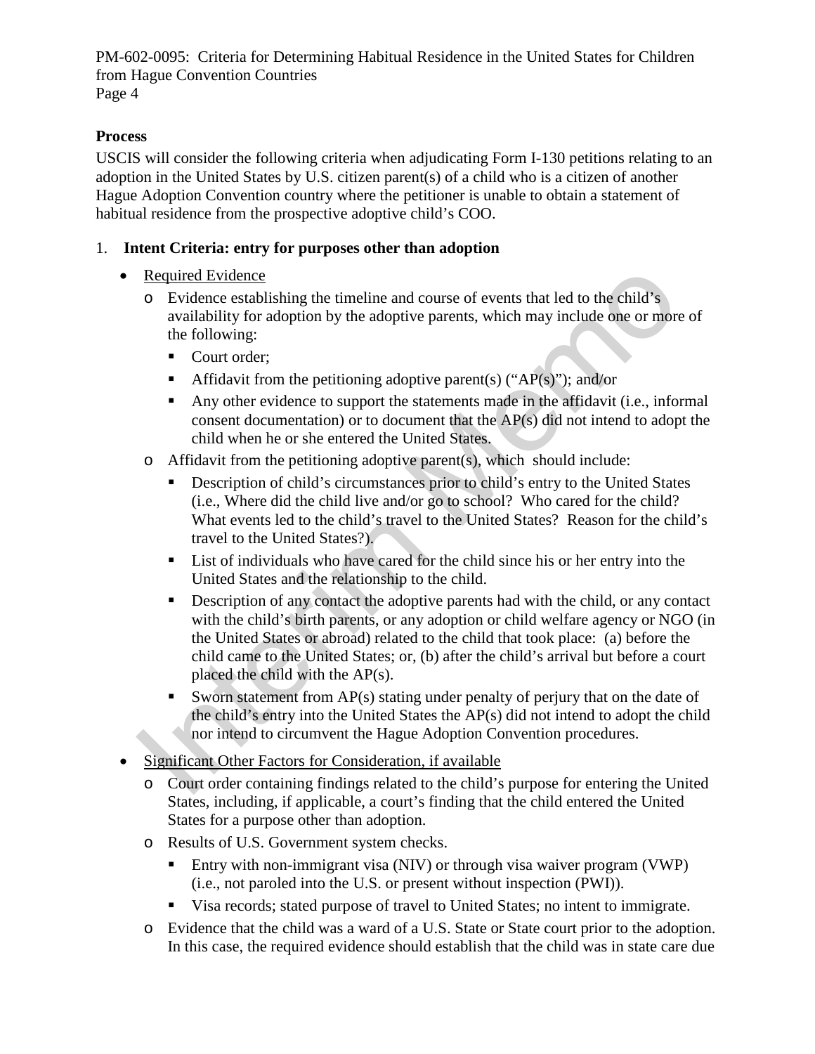**Process**

USCIS will consider the following criteria when adjudicating Form I-130 petitions relating to an adoption in the United States by U.S. citizen parent(s) of a child who is a citizen of another Hague Adoption Convention country where the petitioner is unable to obtain a statement of habitual residence from the prospective adoptive child's COO.

1. **Intent Criteria: entry for purposes other than adoption**
   - Required Evidence
     - Evidence establishing the timeline and course of events that led to the child's availability for adoption by the adoptive parents, which may include one or more of the following:
       - Court order;
       - Affidavit from the petitioning adoptive parent(s) ("AP(s)"); and/or
       - Any other evidence to support the statements made in the affidavit (i.e., informal consent documentation) or to document that the AP(s) did not intend to adopt the child when he or she entered the United States.
     - Affidavit from the petitioning adoptive parent(s), which should include:
       - Description of child's circumstances prior to child's entry to the United States (i.e., Where did the child live and/or go to school? Who cared for the child? What events led to the child's travel to the United States? Reason for the child's travel to the United States?).
       - List of individuals who have cared for the child since his or her entry into the United States and the relationship to the child.
       - Description of any contact the adoptive parents had with the child, or any contact with the child's birth parents, or any adoption or child welfare agency or NGO (in the United States or abroad) related to the child that took place: (a) before the child came to the United States; or, (b) after the child's arrival but before a court placed the child with the AP(s).
       - Sworn statement from AP(s) stating under penalty of perjury that on the date of the child's entry into the United States the AP(s) did not intend to adopt the child nor intend to circumvent the Hague Adoption Convention procedures.
   - Significant Other Factors for Consideration, if available
     - Court order containing findings related to the child's purpose for entering the United States, including, if applicable, a court's finding that the child entered the United States for a purpose other than adoption.
     - Results of U.S. Government system checks.
       - Entry with non-immigrant visa (NIV) or through visa waiver program (VWP) (i.e., not paroled into the U.S. or present without inspection (PWI)).
       - Visa records; stated purpose of travel to United States; no intent to immigrate.
     - Evidence that the child was a ward of a U.S. State or State court prior to the adoption. In this case, the required evidence should establish that the child was in state care due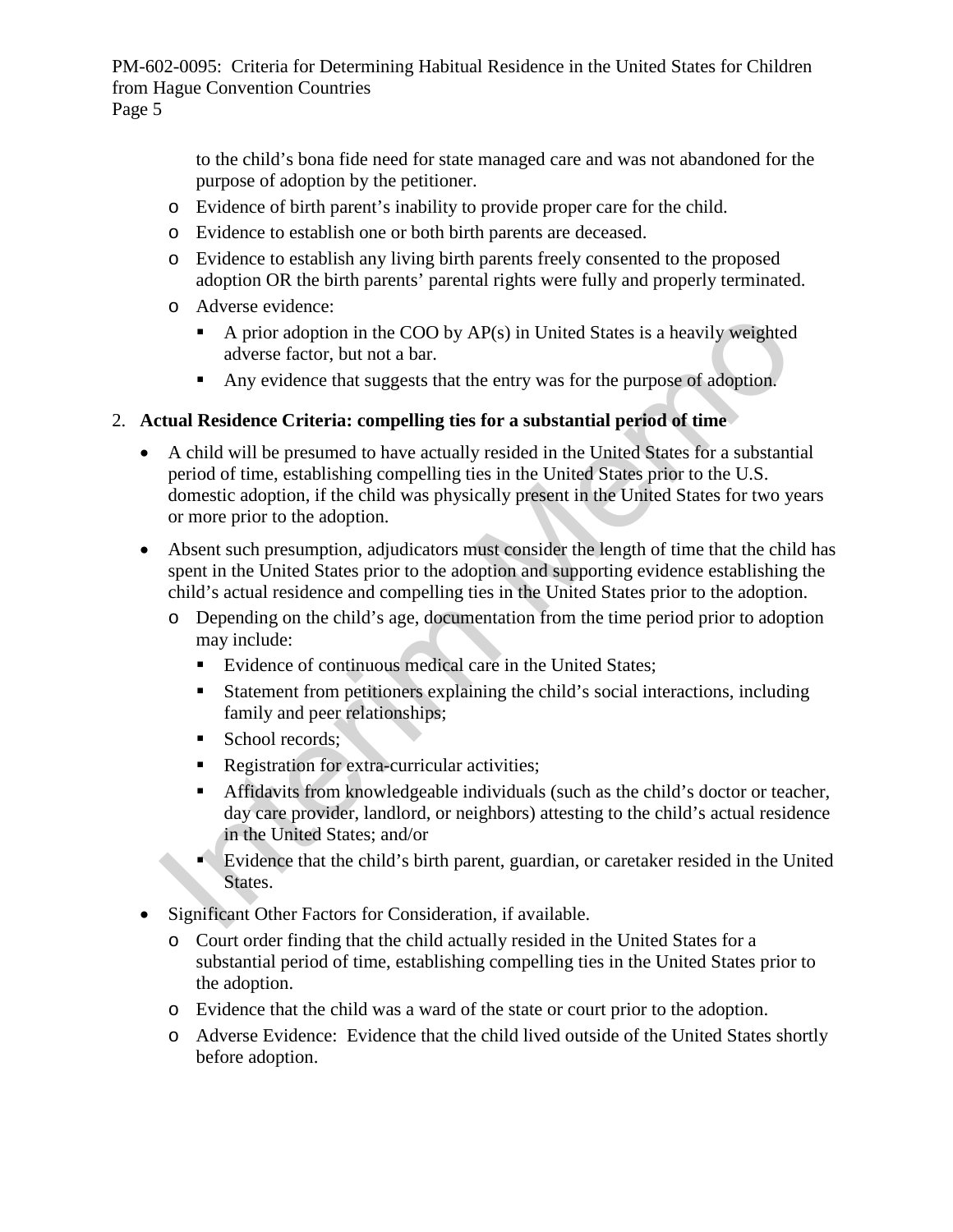to the child's bona fide need for state managed care and was not abandoned for the purpose of adoption by the petitioner.

  - Evidence of birth parent's inability to provide proper care for the child.
  - Evidence to establish one or both birth parents are deceased.
  - Evidence to establish any living birth parents freely consented to the proposed adoption OR the birth parents' parental rights were fully and properly terminated.
  - Adverse evidence:
    - A prior adoption in the COO by AP(s) in United States is a heavily weighted adverse factor, but not a bar.
    - Any evidence that suggests that the entry was for the purpose of adoption.

2. **Actual Residence Criteria: compelling ties for a substantial period of time**

- A child will be presumed to have actually resided in the United States for a substantial period of time, establishing compelling ties in the United States prior to the U.S. domestic adoption, if the child was physically present in the United States for two years or more prior to the adoption.
- Absent such presumption, adjudicators must consider the length of time that the child has spent in the United States prior to the adoption and supporting evidence establishing the child's actual residence and compelling ties in the United States prior to the adoption.
  - Depending on the child's age, documentation from the time period prior to adoption may include:
    - Evidence of continuous medical care in the United States;
    - Statement from petitioners explaining the child's social interactions, including family and peer relationships;
    - School records;
    - Registration for extra-curricular activities;
    - Affidavits from knowledgeable individuals (such as the child's doctor or teacher, day care provider, landlord, or neighbors) attesting to the child's actual residence in the United States; and/or
    - Evidence that the child's birth parent, guardian, or caretaker resided in the United States.
- Significant Other Factors for Consideration, if available.
  - Court order finding that the child actually resided in the United States for a substantial period of time, establishing compelling ties in the United States prior to the adoption.
  - Evidence that the child was a ward of the state or court prior to the adoption.
  - Adverse Evidence: Evidence that the child lived outside of the United States shortly before adoption.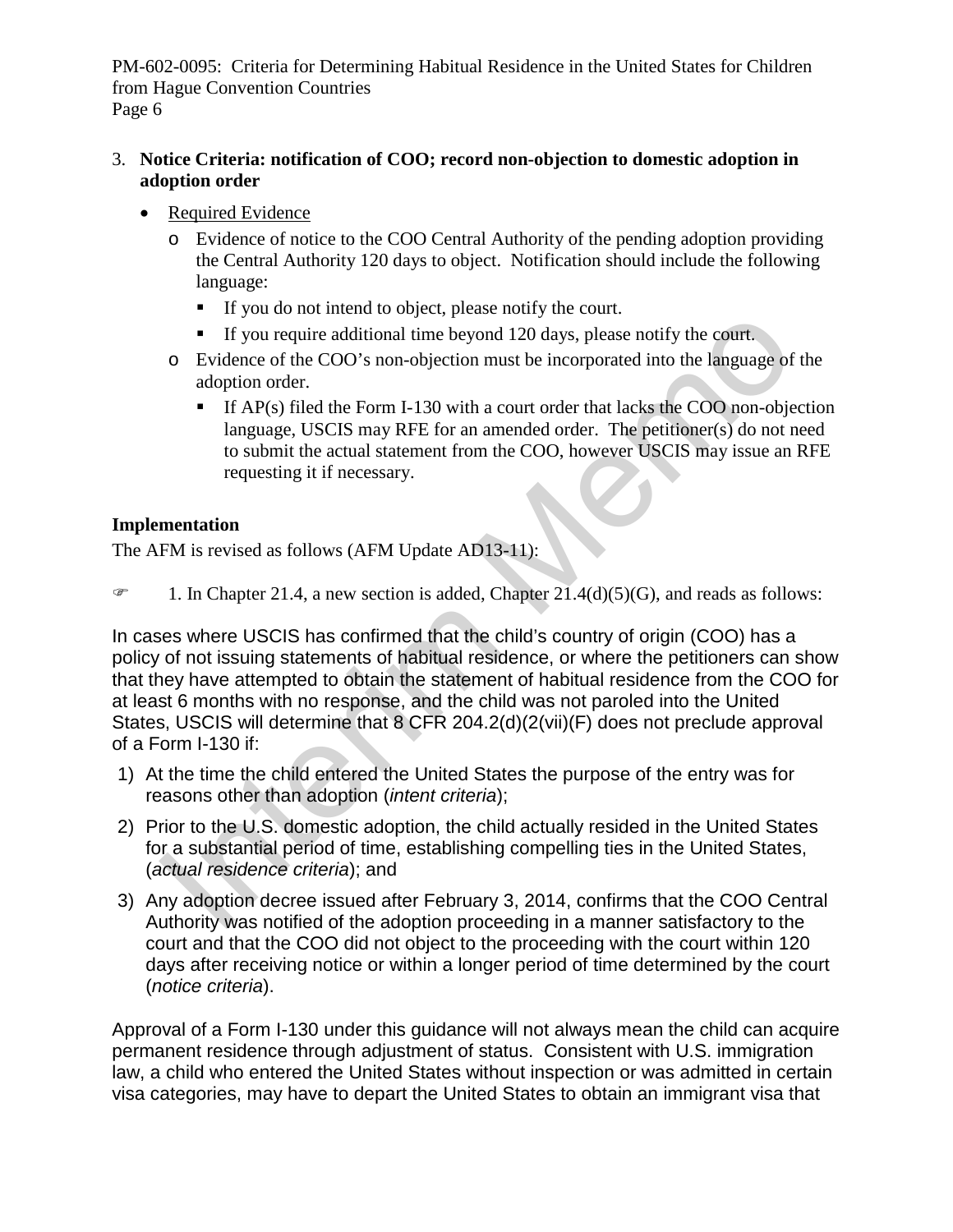3. **Notice Criteria: notification of COO; record non-objection to domestic adoption in adoption order**

   - Required Evidence
     - Evidence of notice to the COO Central Authority of the pending adoption providing the Central Authority 120 days to object. Notification should include the following language:
       - If you do not intend to object, please notify the court.
       - If you require additional time beyond 120 days, please notify the court.
     - Evidence of the COO's non-objection must be incorporated into the language of the adoption order.
       - If AP(s) filed the Form I-130 with a court order that lacks the COO non-objection language, USCIS may RFE for an amended order. The petitioner(s) do not need to submit the actual statement from the COO, however USCIS may issue an RFE requesting it if necessary.

**Implementation**

The AFM is revised as follows (AFM Update AD13-11):

☞ 1. In Chapter 21.4, a new section is added, Chapter 21.4(d)(5)(G), and reads as follows:

In cases where USCIS has confirmed that the child's country of origin (COO) has a policy of not issuing statements of habitual residence, or where the petitioners can show that they have attempted to obtain the statement of habitual residence from the COO for at least 6 months with no response, and the child was not paroled into the United States, USCIS will determine that 8 CFR 204.2(d)(2(vii)(F) does not preclude approval of a Form I-130 if:

1) At the time the child entered the United States the purpose of the entry was for reasons other than adoption (*intent criteria*);
2) Prior to the U.S. domestic adoption, the child actually resided in the United States for a substantial period of time, establishing compelling ties in the United States, (*actual residence criteria*); and
3) Any adoption decree issued after February 3, 2014, confirms that the COO Central Authority was notified of the adoption proceeding in a manner satisfactory to the court and that the COO did not object to the proceeding with the court within 120 days after receiving notice or within a longer period of time determined by the court (*notice criteria*).

Approval of a Form I-130 under this guidance will not always mean the child can acquire permanent residence through adjustment of status. Consistent with U.S. immigration law, a child who entered the United States without inspection or was admitted in certain visa categories, may have to depart the United States to obtain an immigrant visa that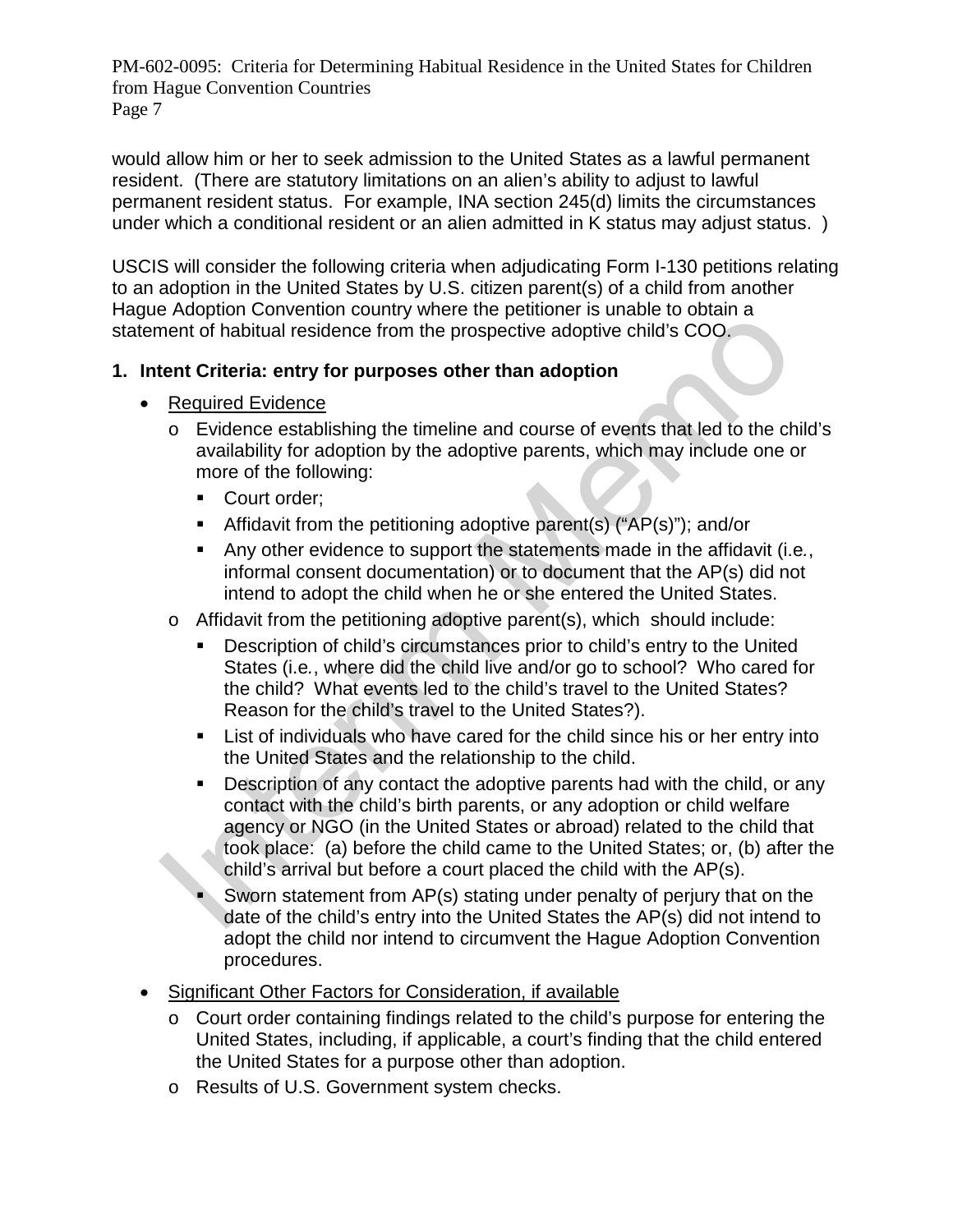would allow him or her to seek admission to the United States as a lawful permanent resident. (There are statutory limitations on an alien's ability to adjust to lawful permanent resident status. For example, INA section 245(d) limits the circumstances under which a conditional resident or an alien admitted in K status may adjust status. )

USCIS will consider the following criteria when adjudicating Form I-130 petitions relating to an adoption in the United States by U.S. citizen parent(s) of a child from another Hague Adoption Convention country where the petitioner is unable to obtain a statement of habitual residence from the prospective adoptive child's COO.

**1. Intent Criteria: entry for purposes other than adoption**

- Required Evidence
  - Evidence establishing the timeline and course of events that led to the child's availability for adoption by the adoptive parents, which may include one or more of the following:
    - Court order;
    - Affidavit from the petitioning adoptive parent(s) ("AP(s)"); and/or
    - Any other evidence to support the statements made in the affidavit (i.e., informal consent documentation) or to document that the AP(s) did not intend to adopt the child when he or she entered the United States.
  - Affidavit from the petitioning adoptive parent(s), which should include:
    - Description of child's circumstances prior to child's entry to the United States (i.e., where did the child live and/or go to school? Who cared for the child? What events led to the child's travel to the United States? Reason for the child's travel to the United States?).
    - List of individuals who have cared for the child since his or her entry into the United States and the relationship to the child.
    - Description of any contact the adoptive parents had with the child, or any contact with the child's birth parents, or any adoption or child welfare agency or NGO (in the United States or abroad) related to the child that took place: (a) before the child came to the United States; or, (b) after the child's arrival but before a court placed the child with the AP(s).
    - Sworn statement from AP(s) stating under penalty of perjury that on the date of the child's entry into the United States the AP(s) did not intend to adopt the child nor intend to circumvent the Hague Adoption Convention procedures.
- Significant Other Factors for Consideration, if available
  - Court order containing findings related to the child's purpose for entering the United States, including, if applicable, a court's finding that the child entered the United States for a purpose other than adoption.
  - Results of U.S. Government system checks.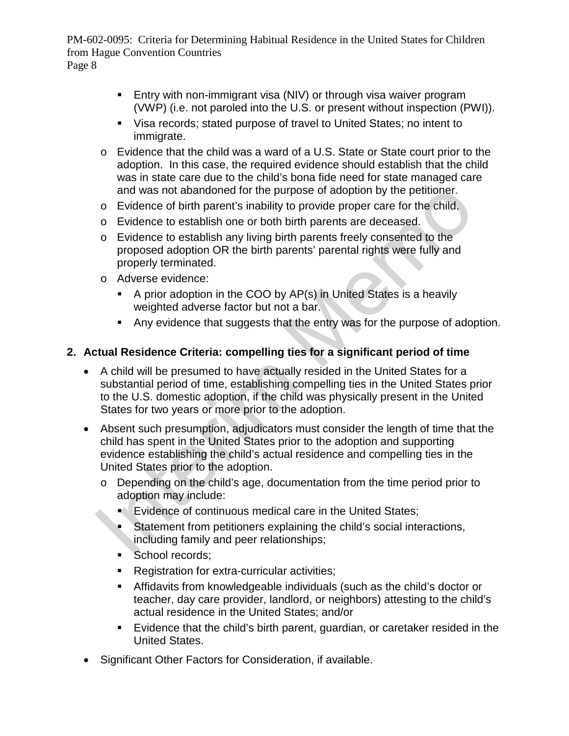- Entry with non-immigrant visa (NIV) or through visa waiver program (VWP) (i.e. not paroled into the U.S. or present without inspection (PWI)).
- Visa records; stated purpose of travel to United States; no intent to immigrate.

  - Evidence that the child was a ward of a U.S. State or State court prior to the adoption. In this case, the required evidence should establish that the child was in state care due to the child's bona fide need for state managed care and was not abandoned for the purpose of adoption by the petitioner.
  - Evidence of birth parent's inability to provide proper care for the child.
  - Evidence to establish one or both birth parents are deceased.
  - Evidence to establish any living birth parents freely consented to the proposed adoption OR the birth parents' parental rights were fully and properly terminated.
  - Adverse evidence:
    - A prior adoption in the COO by AP(s) in United States is a heavily weighted adverse factor but not a bar.
    - Any evidence that suggests that the entry was for the purpose of adoption.

**2. Actual Residence Criteria: compelling ties for a significant period of time**

- A child will be presumed to have actually resided in the United States for a substantial period of time, establishing compelling ties in the United States prior to the U.S. domestic adoption, if the child was physically present in the United States for two years or more prior to the adoption.
- Absent such presumption, adjudicators must consider the length of time that the child has spent in the United States prior to the adoption and supporting evidence establishing the child's actual residence and compelling ties in the United States prior to the adoption.
  - Depending on the child's age, documentation from the time period prior to adoption may include:
    - Evidence of continuous medical care in the United States;
    - Statement from petitioners explaining the child's social interactions, including family and peer relationships;
    - School records;
    - Registration for extra-curricular activities;
    - Affidavits from knowledgeable individuals (such as the child's doctor or teacher, day care provider, landlord, or neighbors) attesting to the child's actual residence in the United States; and/or
    - Evidence that the child's birth parent, guardian, or caretaker resided in the United States.
- Significant Other Factors for Consideration, if available.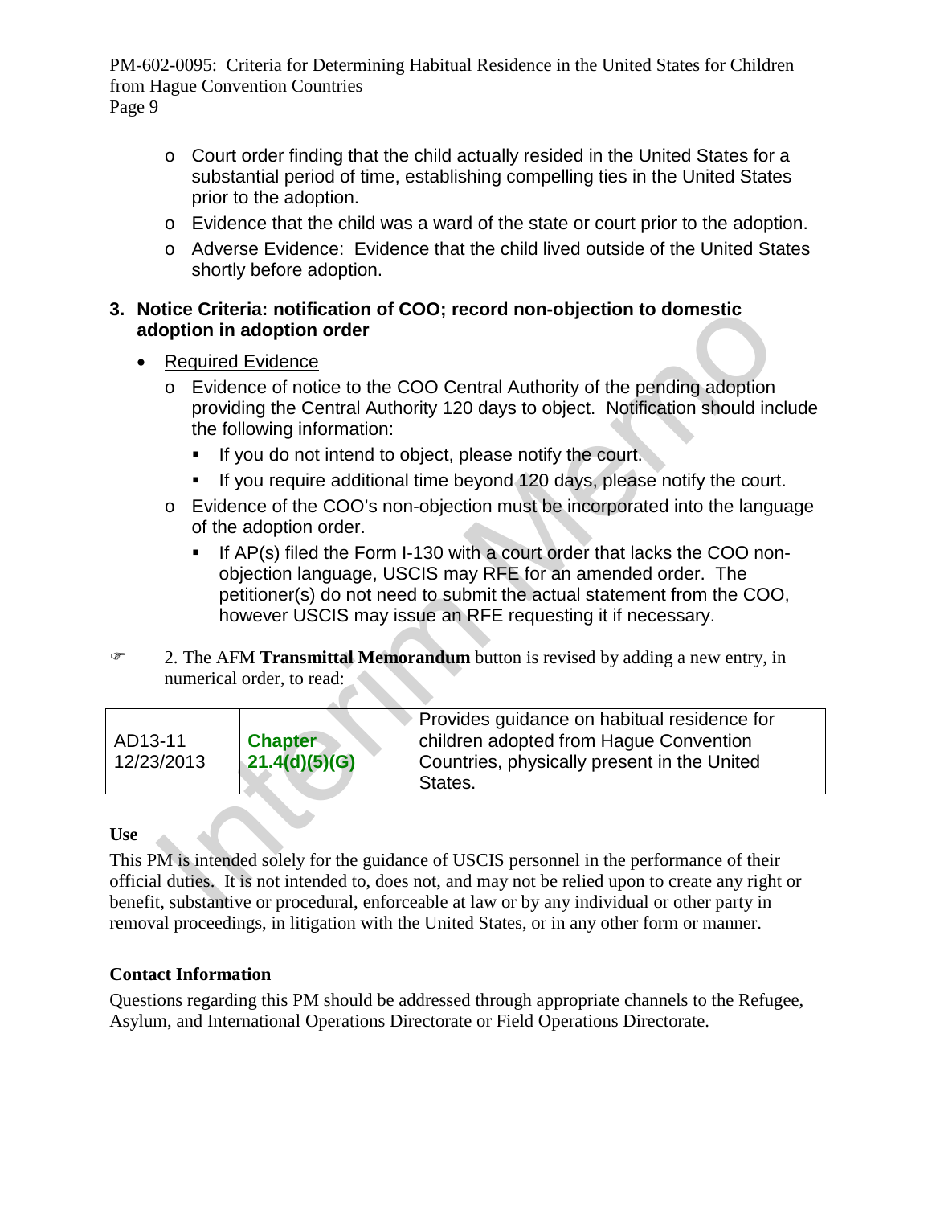- Court order finding that the child actually resided in the United States for a substantial period of time, establishing compelling ties in the United States prior to the adoption.
- Evidence that the child was a ward of the state or court prior to the adoption.
- Adverse Evidence: Evidence that the child lived outside of the United States shortly before adoption.

**3. Notice Criteria: notification of COO; record non-objection to domestic adoption in adoption order**

- Required Evidence
  - Evidence of notice to the COO Central Authority of the pending adoption providing the Central Authority 120 days to object. Notification should include the following information:
    - If you do not intend to object, please notify the court.
    - If you require additional time beyond 120 days, please notify the court.
  - Evidence of the COO's non-objection must be incorporated into the language of the adoption order.
    - If AP(s) filed the Form I-130 with a court order that lacks the COO non-objection language, USCIS may RFE for an amended order. The petitioner(s) do not need to submit the actual statement from the COO, however USCIS may issue an RFE requesting it if necessary.

☞ 2. The AFM **Transmittal Memorandum** button is revised by adding a new entry, in numerical order, to read:

| | | |
|---|---|---|
| AD13-11 12/23/2013 | **Chapter 21.4(d)(5)(G)** | Provides guidance on habitual residence for children adopted from Hague Convention Countries, physically present in the United States. |

**Use**

This PM is intended solely for the guidance of USCIS personnel in the performance of their official duties. It is not intended to, does not, and may not be relied upon to create any right or benefit, substantive or procedural, enforceable at law or by any individual or other party in removal proceedings, in litigation with the United States, or in any other form or manner.

**Contact Information**

Questions regarding this PM should be addressed through appropriate channels to the Refugee, Asylum, and International Operations Directorate or Field Operations Directorate.